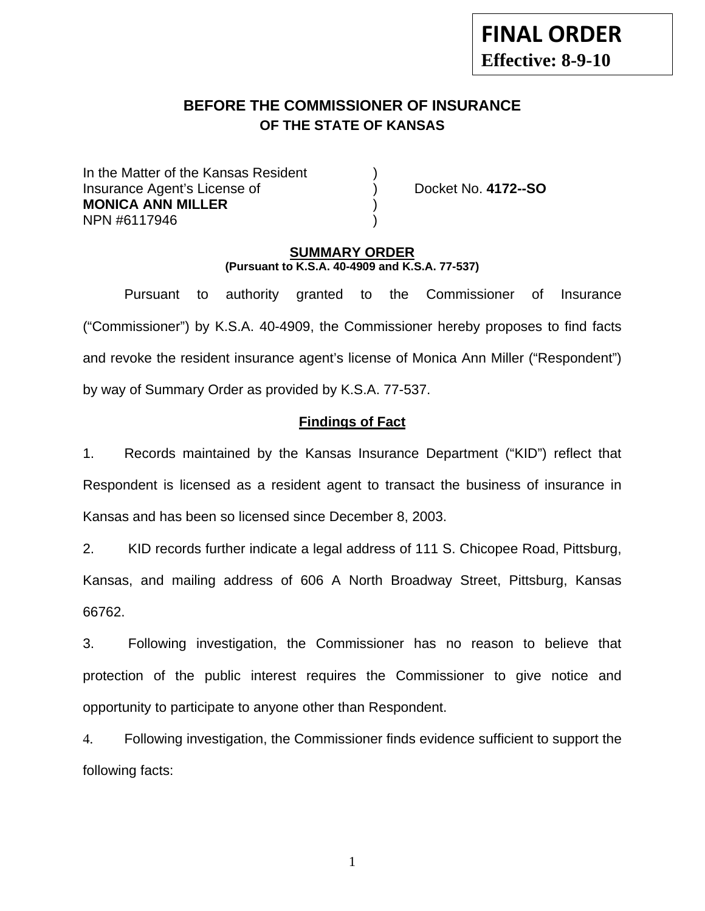**FINAL ORDER**
**Effective: 8-9-10**

# BEFORE THE COMMISSIONER OF INSURANCE
## OF THE STATE OF KANSAS

In the Matter of the Kansas Resident )
Insurance Agent's License of ) Docket No. **4172--SO**
**MONICA ANN MILLER** )
NPN #6117946 )

### SUMMARY ORDER
**(Pursuant to K.S.A. 40-4909 and K.S.A. 77-537)**

Pursuant to authority granted to the Commissioner of Insurance ("Commissioner") by K.S.A. 40-4909, the Commissioner hereby proposes to find facts and revoke the resident insurance agent's license of Monica Ann Miller ("Respondent") by way of Summary Order as provided by K.S.A. 77-537.

### Findings of Fact

1. Records maintained by the Kansas Insurance Department ("KID") reflect that Respondent is licensed as a resident agent to transact the business of insurance in Kansas and has been so licensed since December 8, 2003.

2. KID records further indicate a legal address of 111 S. Chicopee Road, Pittsburg, Kansas, and mailing address of 606 A North Broadway Street, Pittsburg, Kansas 66762.

3. Following investigation, the Commissioner has no reason to believe that protection of the public interest requires the Commissioner to give notice and opportunity to participate to anyone other than Respondent.

4. Following investigation, the Commissioner finds evidence sufficient to support the following facts: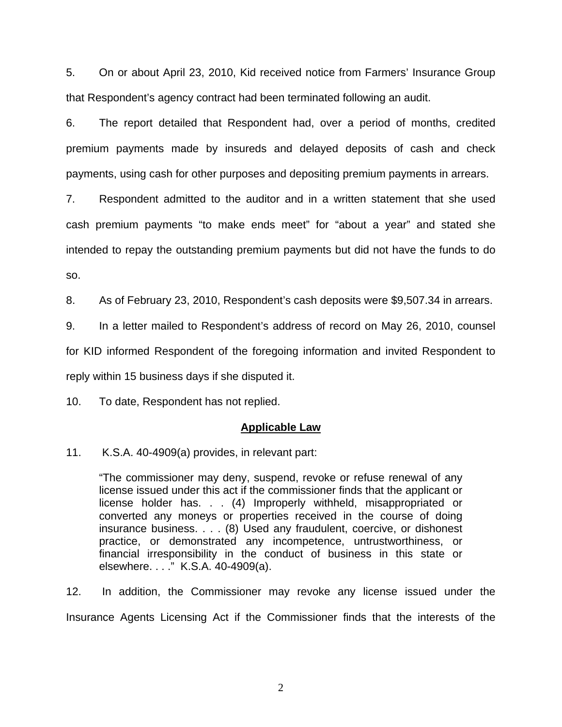5. On or about April 23, 2010, Kid received notice from Farmers' Insurance Group that Respondent's agency contract had been terminated following an audit.

6. The report detailed that Respondent had, over a period of months, credited premium payments made by insureds and delayed deposits of cash and check payments, using cash for other purposes and depositing premium payments in arrears.

7. Respondent admitted to the auditor and in a written statement that she used cash premium payments "to make ends meet" for "about a year" and stated she intended to repay the outstanding premium payments but did not have the funds to do so.

8. As of February 23, 2010, Respondent's cash deposits were $9,507.34 in arrears.

9. In a letter mailed to Respondent's address of record on May 26, 2010, counsel for KID informed Respondent of the foregoing information and invited Respondent to reply within 15 business days if she disputed it.

10. To date, Respondent has not replied.

## Applicable Law

11. K.S.A. 40-4909(a) provides, in relevant part:

> "The commissioner may deny, suspend, revoke or refuse renewal of any license issued under this act if the commissioner finds that the applicant or license holder has. . . (4) Improperly withheld, misappropriated or converted any moneys or properties received in the course of doing insurance business. . . . (8) Used any fraudulent, coercive, or dishonest practice, or demonstrated any incompetence, untrustworthiness, or financial irresponsibility in the conduct of business in this state or elsewhere. . . ." K.S.A. 40-4909(a).

12. In addition, the Commissioner may revoke any license issued under the Insurance Agents Licensing Act if the Commissioner finds that the interests of the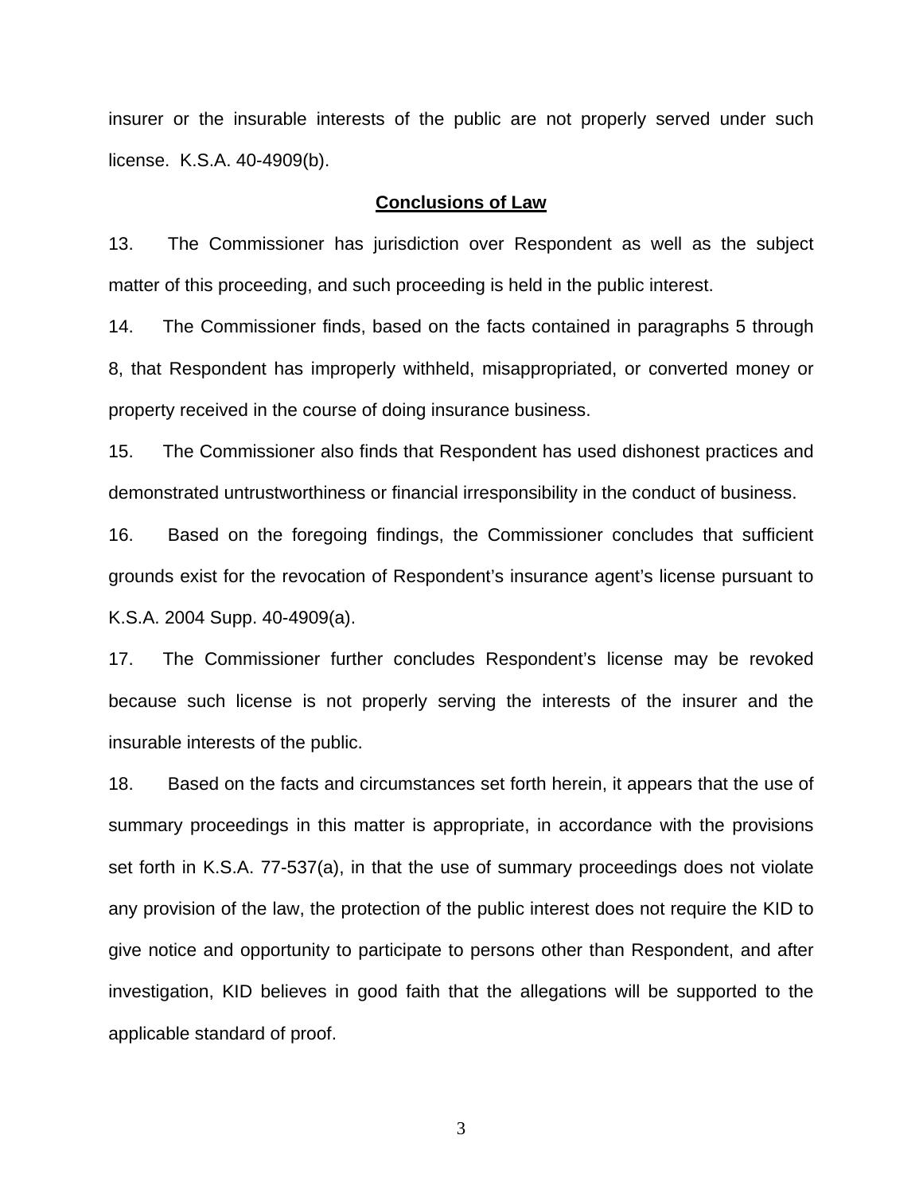insurer or the insurable interests of the public are not properly served under such license. K.S.A. 40-4909(b).

**Conclusions of Law**

13. The Commissioner has jurisdiction over Respondent as well as the subject matter of this proceeding, and such proceeding is held in the public interest.

14. The Commissioner finds, based on the facts contained in paragraphs 5 through 8, that Respondent has improperly withheld, misappropriated, or converted money or property received in the course of doing insurance business.

15. The Commissioner also finds that Respondent has used dishonest practices and demonstrated untrustworthiness or financial irresponsibility in the conduct of business.

16. Based on the foregoing findings, the Commissioner concludes that sufficient grounds exist for the revocation of Respondent's insurance agent's license pursuant to K.S.A. 2004 Supp. 40-4909(a).

17. The Commissioner further concludes Respondent's license may be revoked because such license is not properly serving the interests of the insurer and the insurable interests of the public.

18. Based on the facts and circumstances set forth herein, it appears that the use of summary proceedings in this matter is appropriate, in accordance with the provisions set forth in K.S.A. 77-537(a), in that the use of summary proceedings does not violate any provision of the law, the protection of the public interest does not require the KID to give notice and opportunity to participate to persons other than Respondent, and after investigation, KID believes in good faith that the allegations will be supported to the applicable standard of proof.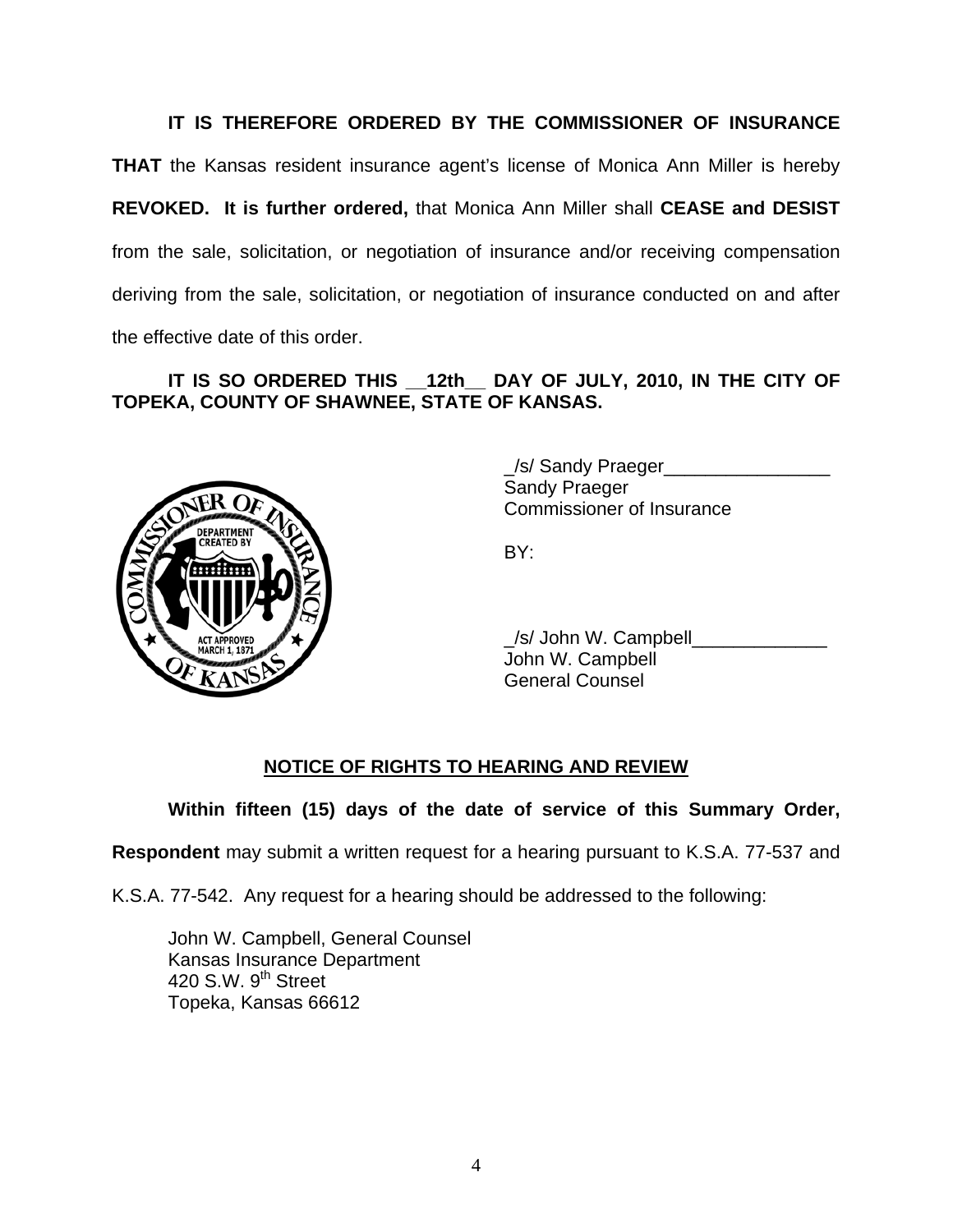**IT IS THEREFORE ORDERED BY THE COMMISSIONER OF INSURANCE THAT** the Kansas resident insurance agent's license of Monica Ann Miller is hereby **REVOKED. It is further ordered,** that Monica Ann Miller shall **CEASE and DESIST** from the sale, solicitation, or negotiation of insurance and/or receiving compensation deriving from the sale, solicitation, or negotiation of insurance conducted on and after the effective date of this order.

**IT IS SO ORDERED THIS __12th__ DAY OF JULY, 2010, IN THE CITY OF TOPEKA, COUNTY OF SHAWNEE, STATE OF KANSAS.**

_/s/ Sandy Praeger________________
Sandy Praeger
Commissioner of Insurance

BY:

_/s/ John W. Campbell_____________
John W. Campbell
General Counsel

## NOTICE OF RIGHTS TO HEARING AND REVIEW

**Within fifteen (15) days of the date of service of this Summary Order, Respondent** may submit a written request for a hearing pursuant to K.S.A. 77-537 and K.S.A. 77-542. Any request for a hearing should be addressed to the following:

John W. Campbell, General Counsel
Kansas Insurance Department
420 S.W. 9th Street
Topeka, Kansas 66612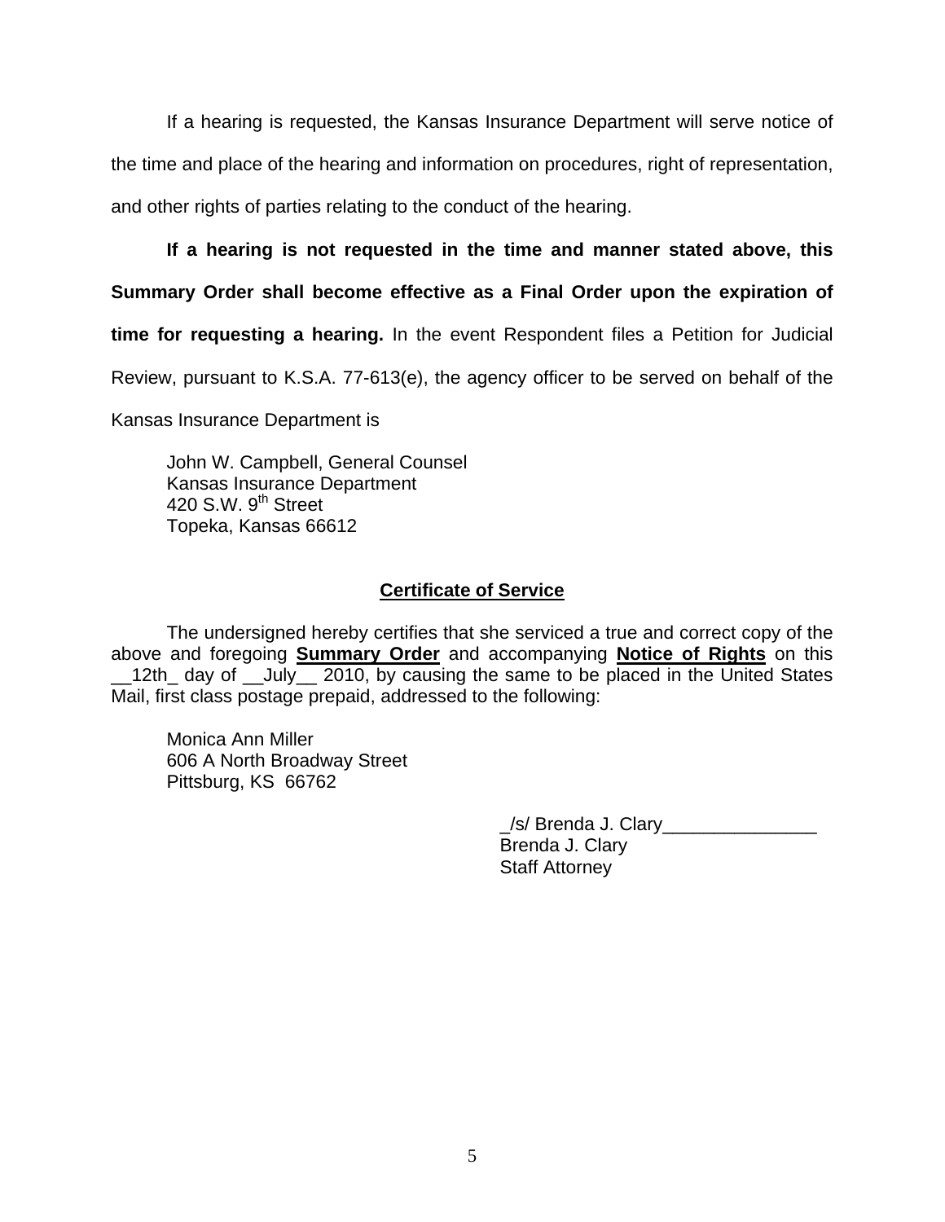If a hearing is requested, the Kansas Insurance Department will serve notice of the time and place of the hearing and information on procedures, right of representation, and other rights of parties relating to the conduct of the hearing.

**If a hearing is not requested in the time and manner stated above, this Summary Order shall become effective as a Final Order upon the expiration of time for requesting a hearing.** In the event Respondent files a Petition for Judicial Review, pursuant to K.S.A. 77-613(e), the agency officer to be served on behalf of the Kansas Insurance Department is

John W. Campbell, General Counsel
Kansas Insurance Department
420 S.W. 9th Street
Topeka, Kansas 66612

## Certificate of Service

The undersigned hereby certifies that she serviced a true and correct copy of the above and foregoing **Summary Order** and accompanying **Notice of Rights** on this __12th_ day of __July__ 2010, by causing the same to be placed in the United States Mail, first class postage prepaid, addressed to the following:

Monica Ann Miller
606 A North Broadway Street
Pittsburg, KS 66762

_/s/ Brenda J. Clary_______________
Brenda J. Clary
Staff Attorney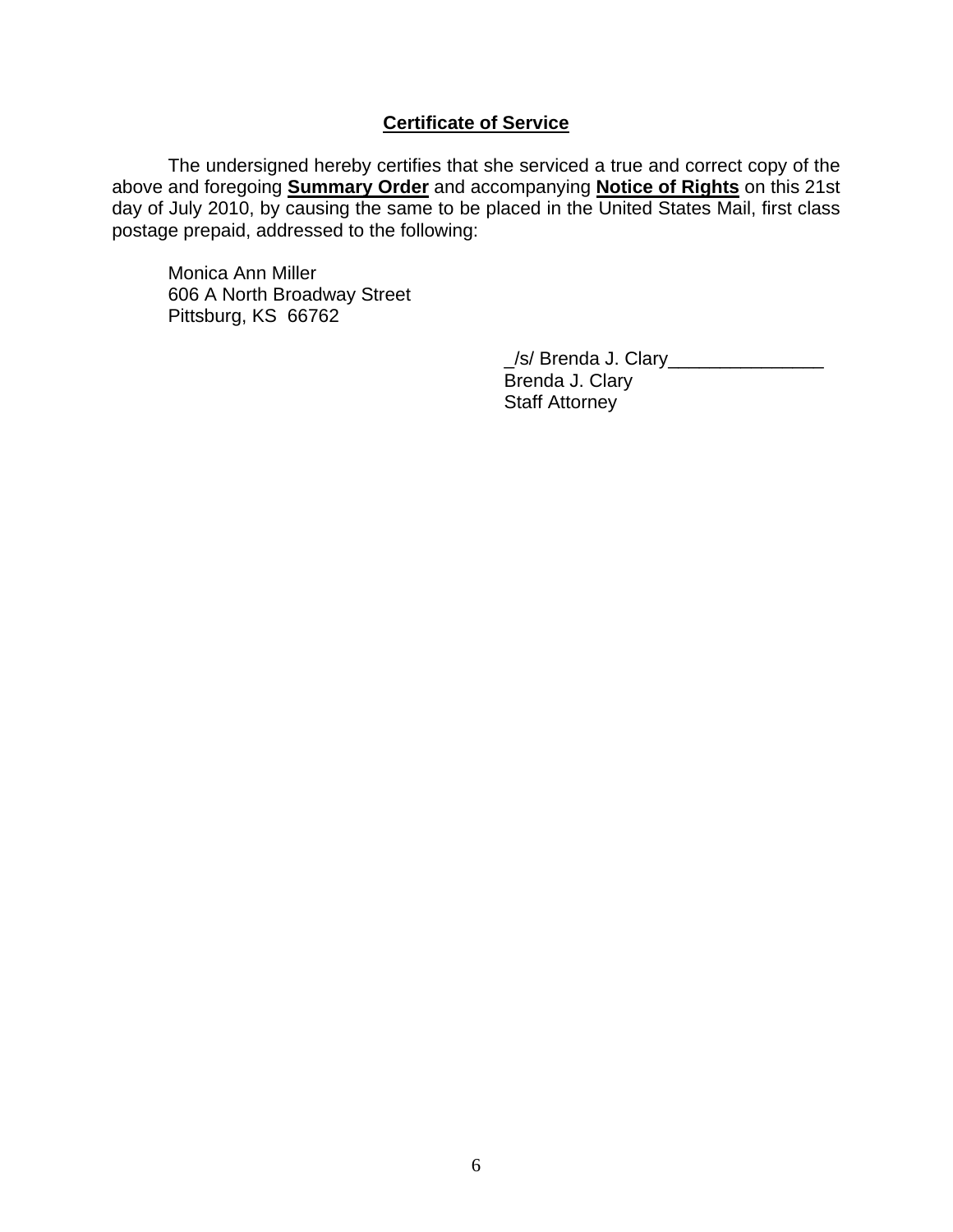## **Certificate of Service**

The undersigned hereby certifies that she serviced a true and correct copy of the above and foregoing **Summary Order** and accompanying **Notice of Rights** on this 21st day of July 2010, by causing the same to be placed in the United States Mail, first class postage prepaid, addressed to the following:

Monica Ann Miller
606 A North Broadway Street
Pittsburg, KS 66762

_/s/ Brenda J. Clary_______________
Brenda J. Clary
Staff Attorney